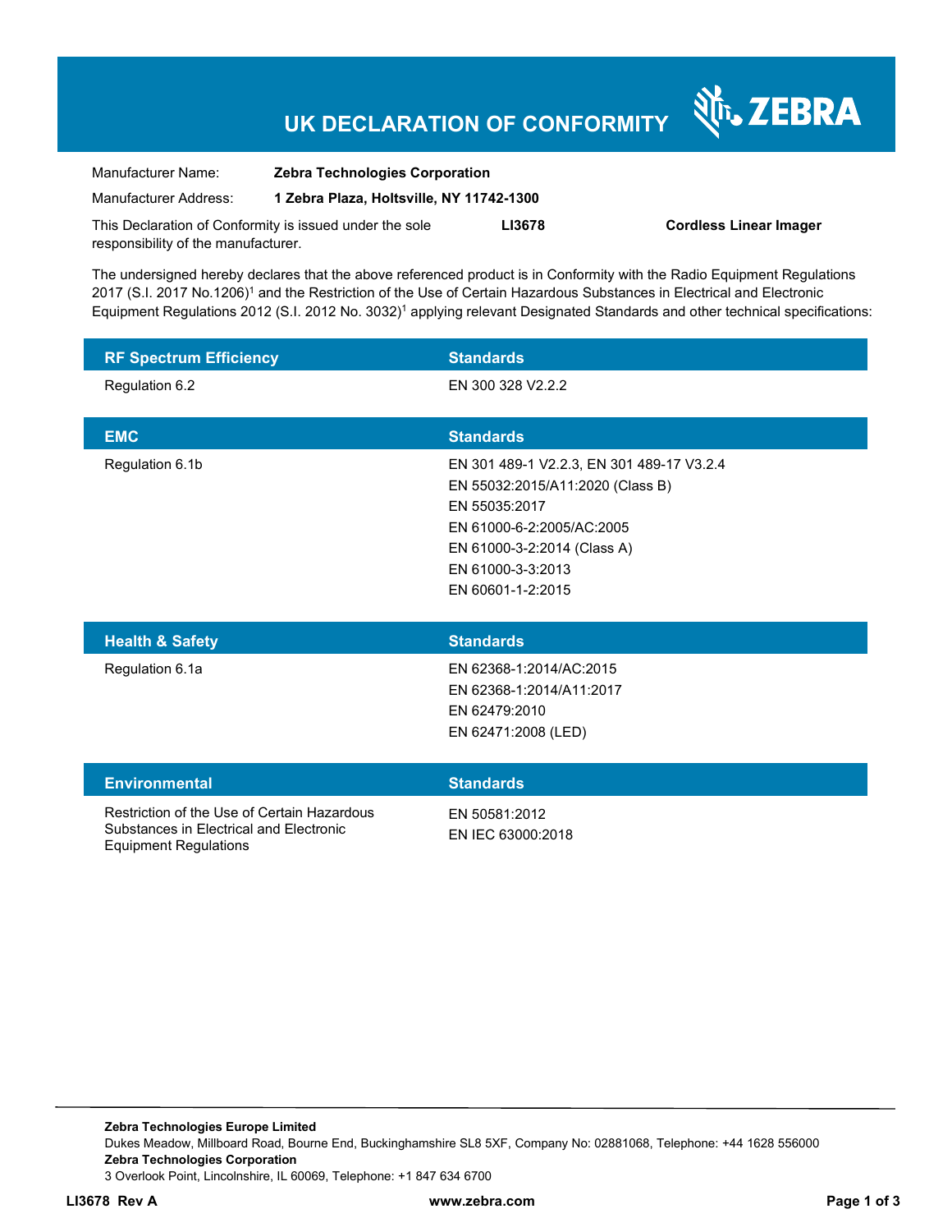# UK DECLARATION OF CONFORMITY

ZEBRA

| | |
|---|---|
| Manufacturer Name: | **Zebra Technologies Corporation** |
| Manufacturer Address: | **1 Zebra Plaza, Holtsville, NY 11742-1300** |

This Declaration of Conformity is issued under the sole responsibility of the manufacturer. **LI3678** **Cordless Linear Imager**

The undersigned hereby declares that the above referenced product is in Conformity with the Radio Equipment Regulations 2017 (S.I. 2017 No.1206)[1] and the Restriction of the Use of Certain Hazardous Substances in Electrical and Electronic Equipment Regulations 2012 (S.I. 2012 No. 3032)[1] applying relevant Designated Standards and other technical specifications:

| RF Spectrum Efficiency | Standards |
|---|---|
| Regulation 6.2 | EN 300 328 V2.2.2 |

| EMC | Standards |
|---|---|
| Regulation 6.1b | EN 301 489-1 V2.2.3, EN 301 489-17 V3.2.4<br>EN 55032:2015/A11:2020 (Class B)<br>EN 55035:2017<br>EN 61000-6-2:2005/AC:2005<br>EN 61000-3-2:2014 (Class A)<br>EN 61000-3-3:2013<br>EN 60601-1-2:2015 |

| Health & Safety | Standards |
|---|---|
| Regulation 6.1a | EN 62368-1:2014/AC:2015<br>EN 62368-1:2014/A11:2017<br>EN 62479:2010<br>EN 62471:2008 (LED) |

| Environmental | Standards |
|---|---|
| Restriction of the Use of Certain Hazardous Substances in Electrical and Electronic Equipment Regulations | EN 50581:2012<br>EN IEC 63000:2018 |

**Zebra Technologies Europe Limited**
Dukes Meadow, Millboard Road, Bourne End, Buckinghamshire SL8 5XF, Company No: 02881068, Telephone: +44 1628 556000
**Zebra Technologies Corporation**
3 Overlook Point, Lincolnshire, IL 60069, Telephone: +1 847 634 6700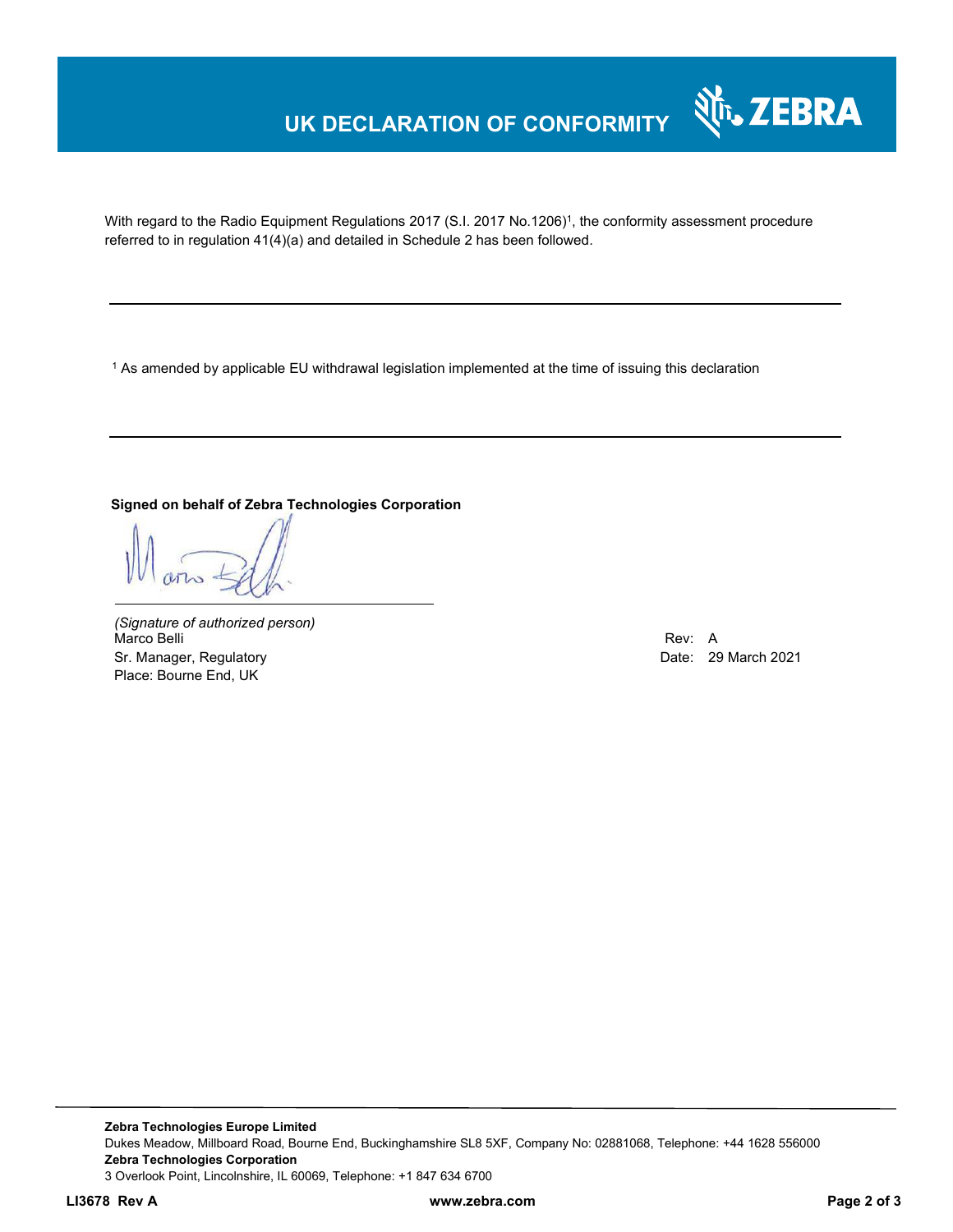# UK DECLARATION OF CONFORMITY

With regard to the Radio Equipment Regulations 2017 (S.I. 2017 No.1206)[1], the conformity assessment procedure referred to in regulation 41(4)(a) and detailed in Schedule 2 has been followed.

---

[1] As amended by applicable EU withdrawal legislation implemented at the time of issuing this declaration

---

**Signed on behalf of Zebra Technologies Corporation**

*(Signature of authorized person)*
Marco Belli
Sr. Manager, Regulatory
Place: Bourne End, UK

Rev: A
Date: 29 March 2021

**Zebra Technologies Europe Limited**
Dukes Meadow, Millboard Road, Bourne End, Buckinghamshire SL8 5XF, Company No: 02881068, Telephone: +44 1628 556000
**Zebra Technologies Corporation**
3 Overlook Point, Lincolnshire, IL 60069, Telephone: +1 847 634 6700

**LI3678 Rev A** **www.zebra.com**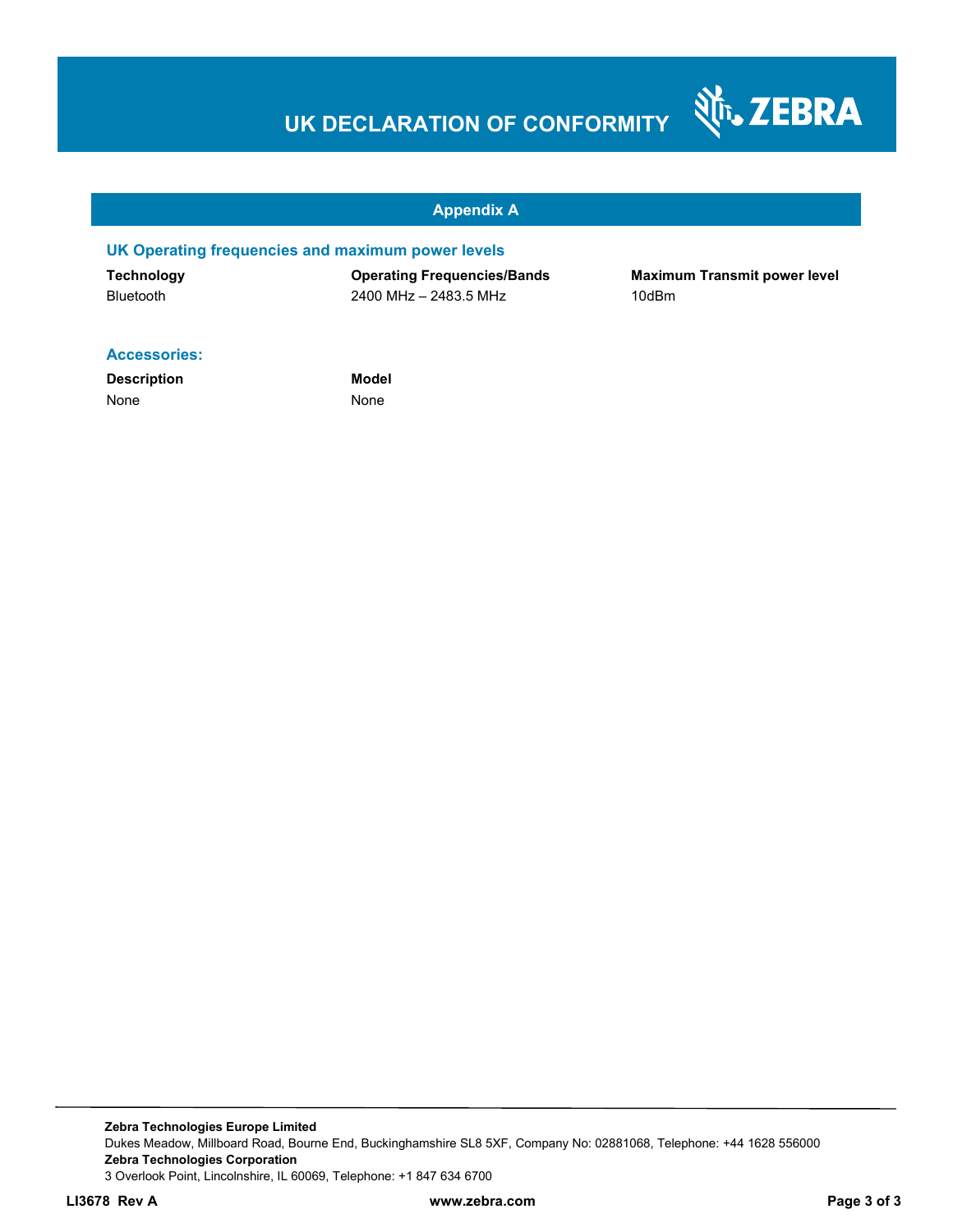# UK DECLARATION OF CONFORMITY

## Appendix A

### UK Operating frequencies and maximum power levels

| Technology | Operating Frequencies/Bands | Maximum Transmit power level |
|---|---|---|
| Bluetooth | 2400 MHz – 2483.5 MHz | 10dBm |

### Accessories:

| Description | Model |
|---|---|
| None | None |

**Zebra Technologies Europe Limited**
Dukes Meadow, Millboard Road, Bourne End, Buckinghamshire SL8 5XF, Company No: 02881068, Telephone: +44 1628 556000
**Zebra Technologies Corporation**
3 Overlook Point, Lincolnshire, IL 60069, Telephone: +1 847 634 6700

**LI3678 Rev A** **www.zebra.com**